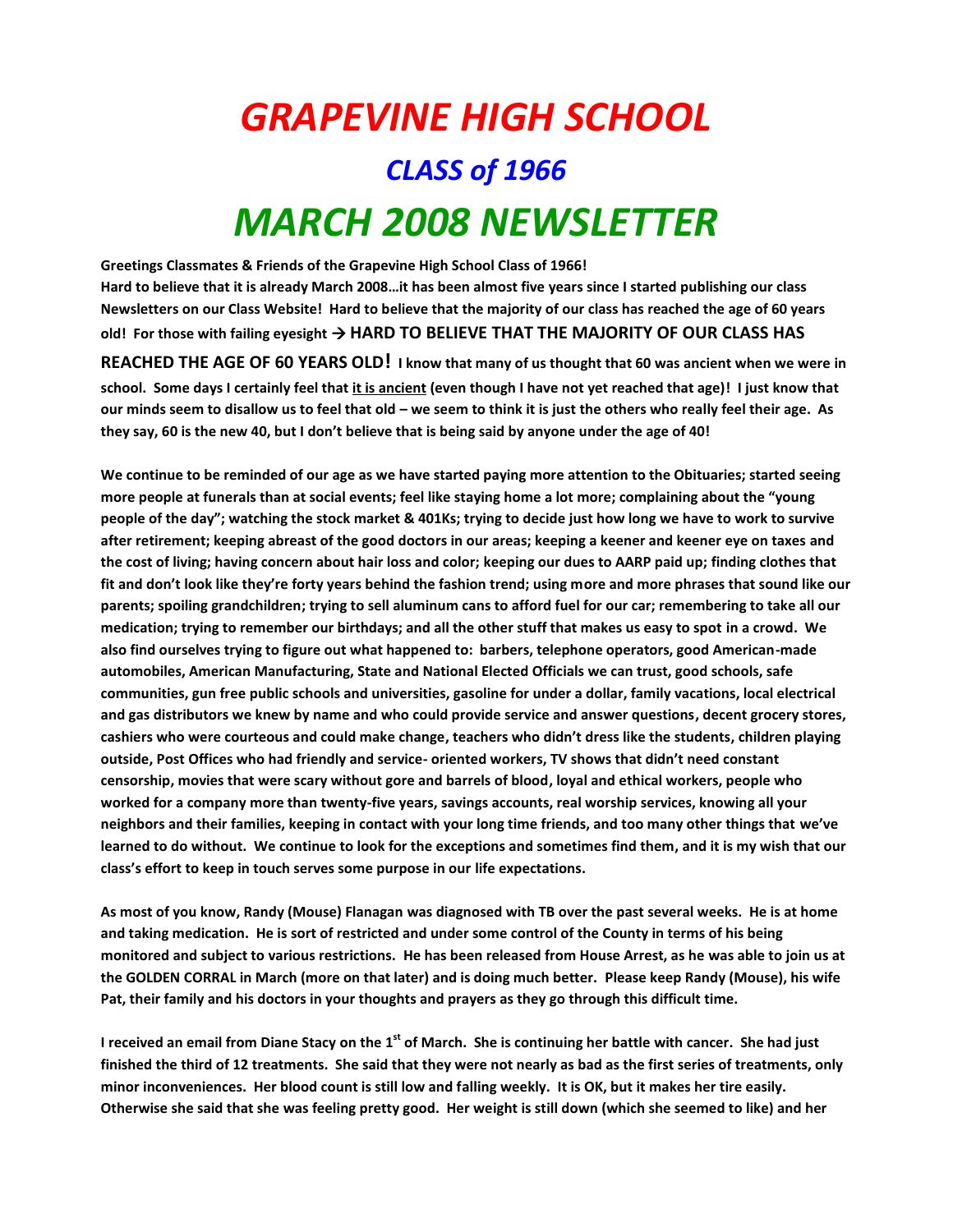# GRAPEVINE HIGH SCHOOL

## CLASS of 1966

# MARCH 2008 NEWSLETTER

**Greetings Classmates & Friends of the Grapevine High School Class of 1966!**
**Hard to believe that it is already March 2008…it has been almost five years since I started publishing our class Newsletters on our Class Website! Hard to believe that the majority of our class has reached the age of 60 years old! For those with failing eyesight → HARD TO BELIEVE THAT THE MAJORITY OF OUR CLASS HAS REACHED THE AGE OF 60 YEARS OLD! I know that many of us thought that 60 was ancient when we were in school. Some days I certainly feel that it is ancient (even though I have not yet reached that age)! I just know that our minds seem to disallow us to feel that old – we seem to think it is just the others who really feel their age. As they say, 60 is the new 40, but I don't believe that is being said by anyone under the age of 40!**

**We continue to be reminded of our age as we have started paying more attention to the Obituaries; started seeing more people at funerals than at social events; feel like staying home a lot more; complaining about the "young people of the day"; watching the stock market & 401Ks; trying to decide just how long we have to work to survive after retirement; keeping abreast of the good doctors in our areas; keeping a keener and keener eye on taxes and the cost of living; having concern about hair loss and color; keeping our dues to AARP paid up; finding clothes that fit and don't look like they're forty years behind the fashion trend; using more and more phrases that sound like our parents; spoiling grandchildren; trying to sell aluminum cans to afford fuel for our car; remembering to take all our medication; trying to remember our birthdays; and all the other stuff that makes us easy to spot in a crowd. We also find ourselves trying to figure out what happened to: barbers, telephone operators, good American-made automobiles, American Manufacturing, State and National Elected Officials we can trust, good schools, safe communities, gun free public schools and universities, gasoline for under a dollar, family vacations, local electrical and gas distributors we knew by name and who could provide service and answer questions, decent grocery stores, cashiers who were courteous and could make change, teachers who didn't dress like the students, children playing outside, Post Offices who had friendly and service- oriented workers, TV shows that didn't need constant censorship, movies that were scary without gore and barrels of blood, loyal and ethical workers, people who worked for a company more than twenty-five years, savings accounts, real worship services, knowing all your neighbors and their families, keeping in contact with your long time friends, and too many other things that we've learned to do without. We continue to look for the exceptions and sometimes find them, and it is my wish that our class's effort to keep in touch serves some purpose in our life expectations.**

**As most of you know, Randy (Mouse) Flanagan was diagnosed with TB over the past several weeks. He is at home and taking medication. He is sort of restricted and under some control of the County in terms of his being monitored and subject to various restrictions. He has been released from House Arrest, as he was able to join us at the GOLDEN CORRAL in March (more on that later) and is doing much better. Please keep Randy (Mouse), his wife Pat, their family and his doctors in your thoughts and prayers as they go through this difficult time.**

**I received an email from Diane Stacy on the 1st of March. She is continuing her battle with cancer. She had just finished the third of 12 treatments. She said that they were not nearly as bad as the first series of treatments, only minor inconveniences. Her blood count is still low and falling weekly. It is OK, but it makes her tire easily. Otherwise she said that she was feeling pretty good. Her weight is still down (which she seemed to like) and her**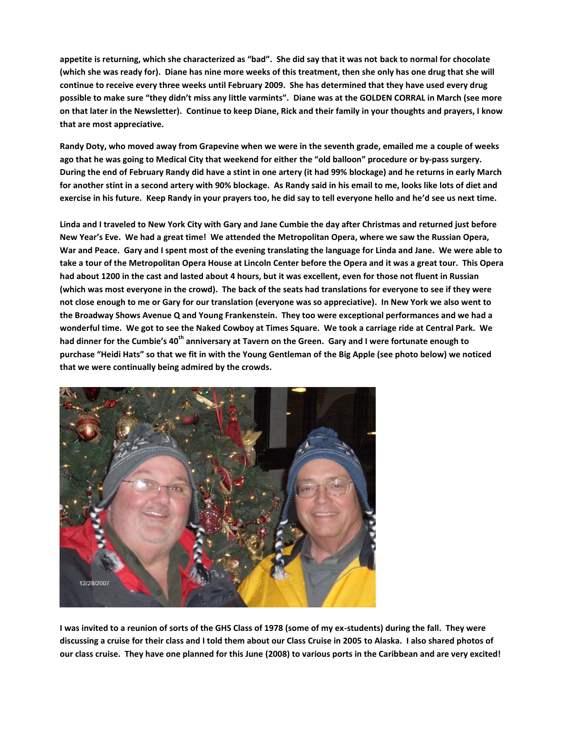**appetite is returning, which she characterized as "bad". She did say that it was not back to normal for chocolate (which she was ready for). Diane has nine more weeks of this treatment, then she only has one drug that she will continue to receive every three weeks until February 2009. She has determined that they have used every drug possible to make sure "they didn't miss any little varmints". Diane was at the GOLDEN CORRAL in March (see more on that later in the Newsletter). Continue to keep Diane, Rick and their family in your thoughts and prayers, I know that are most appreciative.**

**Randy Doty, who moved away from Grapevine when we were in the seventh grade, emailed me a couple of weeks ago that he was going to Medical City that weekend for either the "old balloon" procedure or by-pass surgery. During the end of February Randy did have a stint in one artery (it had 99% blockage) and he returns in early March for another stint in a second artery with 90% blockage. As Randy said in his email to me, looks like lots of diet and exercise in his future. Keep Randy in your prayers too, he did say to tell everyone hello and he'd see us next time.**

**Linda and I traveled to New York City with Gary and Jane Cumbie the day after Christmas and returned just before New Year's Eve. We had a great time! We attended the Metropolitan Opera, where we saw the Russian Opera, War and Peace. Gary and I spent most of the evening translating the language for Linda and Jane. We were able to take a tour of the Metropolitan Opera House at Lincoln Center before the Opera and it was a great tour. This Opera had about 1200 in the cast and lasted about 4 hours, but it was excellent, even for those not fluent in Russian (which was most everyone in the crowd). The back of the seats had translations for everyone to see if they were not close enough to me or Gary for our translation (everyone was so appreciative). In New York we also went to the Broadway Shows Avenue Q and Young Frankenstein. They too were exceptional performances and we had a wonderful time. We got to see the Naked Cowboy at Times Square. We took a carriage ride at Central Park. We had dinner for the Cumbie's 40th anniversary at Tavern on the Green. Gary and I were fortunate enough to purchase "Heidi Hats" so that we fit in with the Young Gentleman of the Big Apple (see photo below) we noticed that we were continually being admired by the crowds.**

**I was invited to a reunion of sorts of the GHS Class of 1978 (some of my ex-students) during the fall. They were discussing a cruise for their class and I told them about our Class Cruise in 2005 to Alaska. I also shared photos of our class cruise. They have one planned for this June (2008) to various ports in the Caribbean and are very excited!**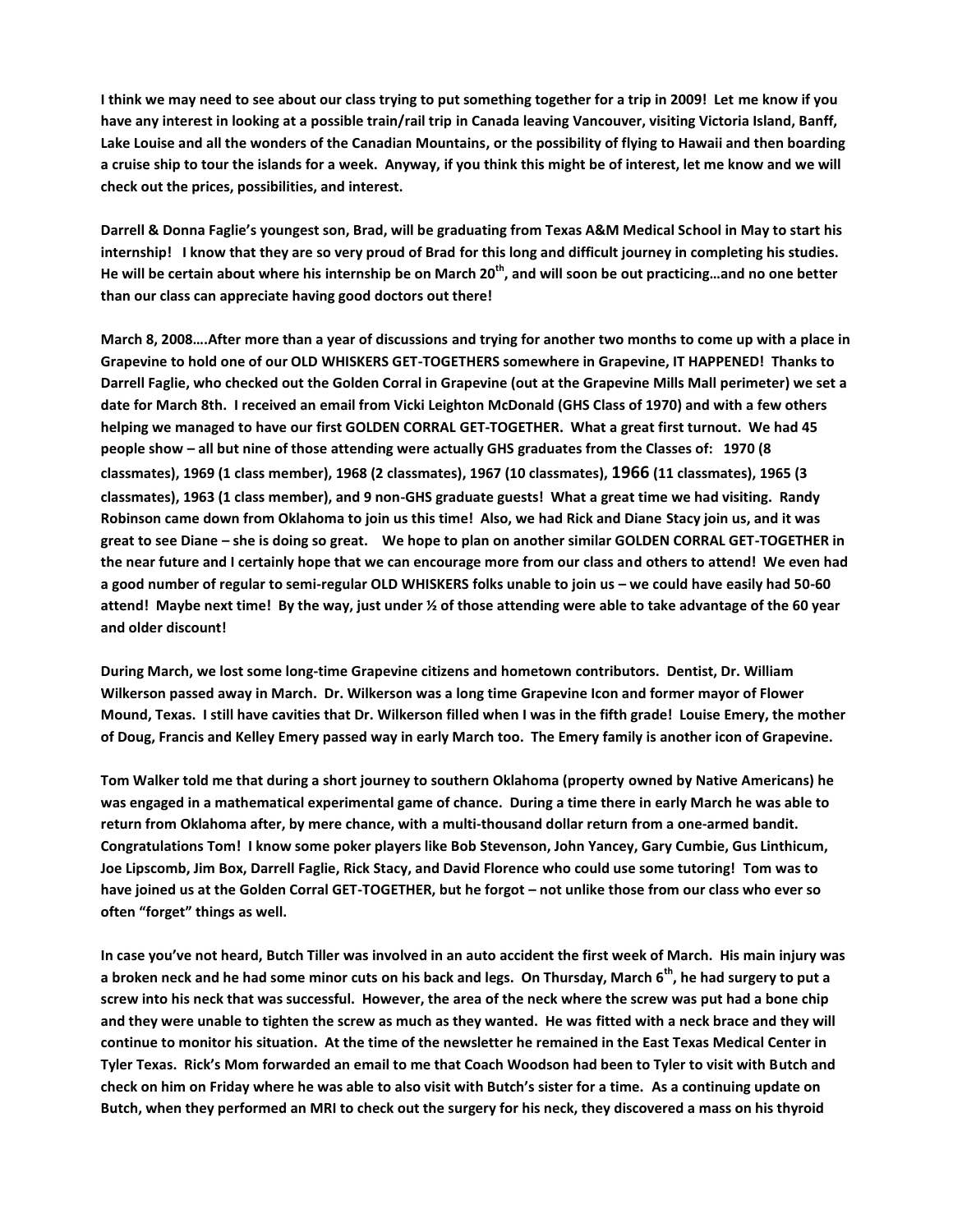**I think we may need to see about our class trying to put something together for a trip in 2009! Let me know if you have any interest in looking at a possible train/rail trip in Canada leaving Vancouver, visiting Victoria Island, Banff, Lake Louise and all the wonders of the Canadian Mountains, or the possibility of flying to Hawaii and then boarding a cruise ship to tour the islands for a week. Anyway, if you think this might be of interest, let me know and we will check out the prices, possibilities, and interest.**

**Darrell & Donna Faglie's youngest son, Brad, will be graduating from Texas A&M Medical School in May to start his internship! I know that they are so very proud of Brad for this long and difficult journey in completing his studies. He will be certain about where his internship be on March 20th, and will soon be out practicing…and no one better than our class can appreciate having good doctors out there!**

**March 8, 2008….After more than a year of discussions and trying for another two months to come up with a place in Grapevine to hold one of our OLD WHISKERS GET-TOGETHERS somewhere in Grapevine, IT HAPPENED! Thanks to Darrell Faglie, who checked out the Golden Corral in Grapevine (out at the Grapevine Mills Mall perimeter) we set a date for March 8th. I received an email from Vicki Leighton McDonald (GHS Class of 1970) and with a few others helping we managed to have our first GOLDEN CORRAL GET-TOGETHER. What a great first turnout. We had 45 people show – all but nine of those attending were actually GHS graduates from the Classes of: 1970 (8 classmates), 1969 (1 class member), 1968 (2 classmates), 1967 (10 classmates), 1966 (11 classmates), 1965 (3 classmates), 1963 (1 class member), and 9 non-GHS graduate guests! What a great time we had visiting. Randy Robinson came down from Oklahoma to join us this time! Also, we had Rick and Diane Stacy join us, and it was great to see Diane – she is doing so great. We hope to plan on another similar GOLDEN CORRAL GET-TOGETHER in the near future and I certainly hope that we can encourage more from our class and others to attend! We even had a good number of regular to semi-regular OLD WHISKERS folks unable to join us – we could have easily had 50-60 attend! Maybe next time! By the way, just under ½ of those attending were able to take advantage of the 60 year and older discount!**

**During March, we lost some long-time Grapevine citizens and hometown contributors. Dentist, Dr. William Wilkerson passed away in March. Dr. Wilkerson was a long time Grapevine Icon and former mayor of Flower Mound, Texas. I still have cavities that Dr. Wilkerson filled when I was in the fifth grade! Louise Emery, the mother of Doug, Francis and Kelley Emery passed way in early March too. The Emery family is another icon of Grapevine.**

**Tom Walker told me that during a short journey to southern Oklahoma (property owned by Native Americans) he was engaged in a mathematical experimental game of chance. During a time there in early March he was able to return from Oklahoma after, by mere chance, with a multi-thousand dollar return from a one-armed bandit. Congratulations Tom! I know some poker players like Bob Stevenson, John Yancey, Gary Cumbie, Gus Linthicum, Joe Lipscomb, Jim Box, Darrell Faglie, Rick Stacy, and David Florence who could use some tutoring! Tom was to have joined us at the Golden Corral GET-TOGETHER, but he forgot – not unlike those from our class who ever so often "forget" things as well.**

**In case you've not heard, Butch Tiller was involved in an auto accident the first week of March. His main injury was a broken neck and he had some minor cuts on his back and legs. On Thursday, March 6th, he had surgery to put a screw into his neck that was successful. However, the area of the neck where the screw was put had a bone chip and they were unable to tighten the screw as much as they wanted. He was fitted with a neck brace and they will continue to monitor his situation. At the time of the newsletter he remained in the East Texas Medical Center in Tyler Texas. Rick's Mom forwarded an email to me that Coach Woodson had been to Tyler to visit with Butch and check on him on Friday where he was able to also visit with Butch's sister for a time. As a continuing update on Butch, when they performed an MRI to check out the surgery for his neck, they discovered a mass on his thyroid**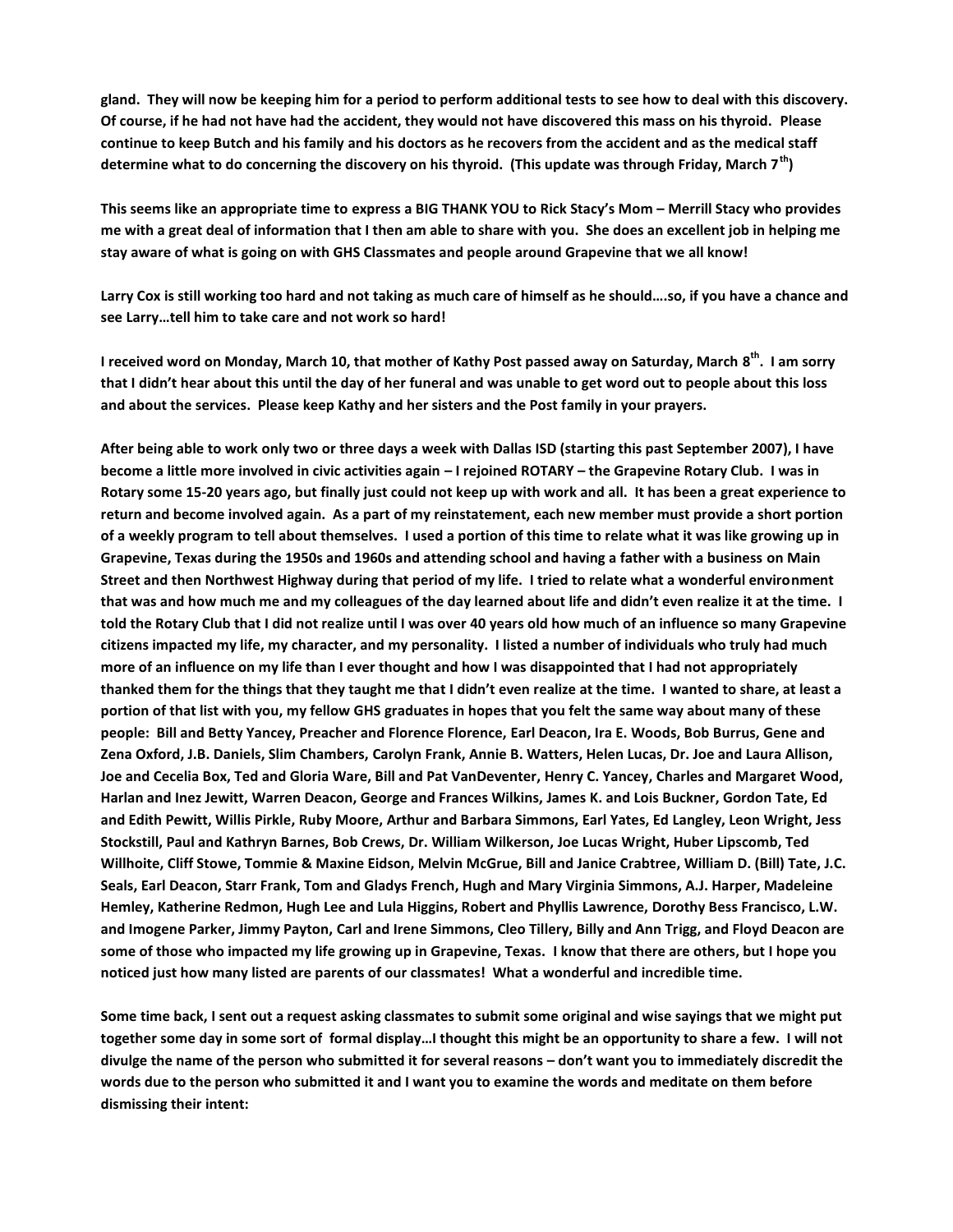**gland. They will now be keeping him for a period to perform additional tests to see how to deal with this discovery. Of course, if he had not have had the accident, they would not have discovered this mass on his thyroid. Please continue to keep Butch and his family and his doctors as he recovers from the accident and as the medical staff determine what to do concerning the discovery on his thyroid. (This update was through Friday, March 7th)**

**This seems like an appropriate time to express a BIG THANK YOU to Rick Stacy's Mom – Merrill Stacy who provides me with a great deal of information that I then am able to share with you. She does an excellent job in helping me stay aware of what is going on with GHS Classmates and people around Grapevine that we all know!**

**Larry Cox is still working too hard and not taking as much care of himself as he should….so, if you have a chance and see Larry…tell him to take care and not work so hard!**

**I received word on Monday, March 10, that mother of Kathy Post passed away on Saturday, March 8th. I am sorry that I didn't hear about this until the day of her funeral and was unable to get word out to people about this loss and about the services. Please keep Kathy and her sisters and the Post family in your prayers.**

**After being able to work only two or three days a week with Dallas ISD (starting this past September 2007), I have become a little more involved in civic activities again – I rejoined ROTARY – the Grapevine Rotary Club. I was in Rotary some 15-20 years ago, but finally just could not keep up with work and all. It has been a great experience to return and become involved again. As a part of my reinstatement, each new member must provide a short portion of a weekly program to tell about themselves. I used a portion of this time to relate what it was like growing up in Grapevine, Texas during the 1950s and 1960s and attending school and having a father with a business on Main Street and then Northwest Highway during that period of my life. I tried to relate what a wonderful environment that was and how much me and my colleagues of the day learned about life and didn't even realize it at the time. I told the Rotary Club that I did not realize until I was over 40 years old how much of an influence so many Grapevine citizens impacted my life, my character, and my personality. I listed a number of individuals who truly had much more of an influence on my life than I ever thought and how I was disappointed that I had not appropriately thanked them for the things that they taught me that I didn't even realize at the time. I wanted to share, at least a portion of that list with you, my fellow GHS graduates in hopes that you felt the same way about many of these people: Bill and Betty Yancey, Preacher and Florence Florence, Earl Deacon, Ira E. Woods, Bob Burrus, Gene and Zena Oxford, J.B. Daniels, Slim Chambers, Carolyn Frank, Annie B. Watters, Helen Lucas, Dr. Joe and Laura Allison, Joe and Cecelia Box, Ted and Gloria Ware, Bill and Pat VanDeventer, Henry C. Yancey, Charles and Margaret Wood, Harlan and Inez Jewitt, Warren Deacon, George and Frances Wilkins, James K. and Lois Buckner, Gordon Tate, Ed and Edith Pewitt, Willis Pirkle, Ruby Moore, Arthur and Barbara Simmons, Earl Yates, Ed Langley, Leon Wright, Jess Stockstill, Paul and Kathryn Barnes, Bob Crews, Dr. William Wilkerson, Joe Lucas Wright, Huber Lipscomb, Ted Willhoite, Cliff Stowe, Tommie & Maxine Eidson, Melvin McGrue, Bill and Janice Crabtree, William D. (Bill) Tate, J.C. Seals, Earl Deacon, Starr Frank, Tom and Gladys French, Hugh and Mary Virginia Simmons, A.J. Harper, Madeleine Hemley, Katherine Redmon, Hugh Lee and Lula Higgins, Robert and Phyllis Lawrence, Dorothy Bess Francisco, L.W. and Imogene Parker, Jimmy Payton, Carl and Irene Simmons, Cleo Tillery, Billy and Ann Trigg, and Floyd Deacon are some of those who impacted my life growing up in Grapevine, Texas. I know that there are others, but I hope you noticed just how many listed are parents of our classmates! What a wonderful and incredible time.**

**Some time back, I sent out a request asking classmates to submit some original and wise sayings that we might put together some day in some sort of formal display…I thought this might be an opportunity to share a few. I will not divulge the name of the person who submitted it for several reasons – don't want you to immediately discredit the words due to the person who submitted it and I want you to examine the words and meditate on them before dismissing their intent:**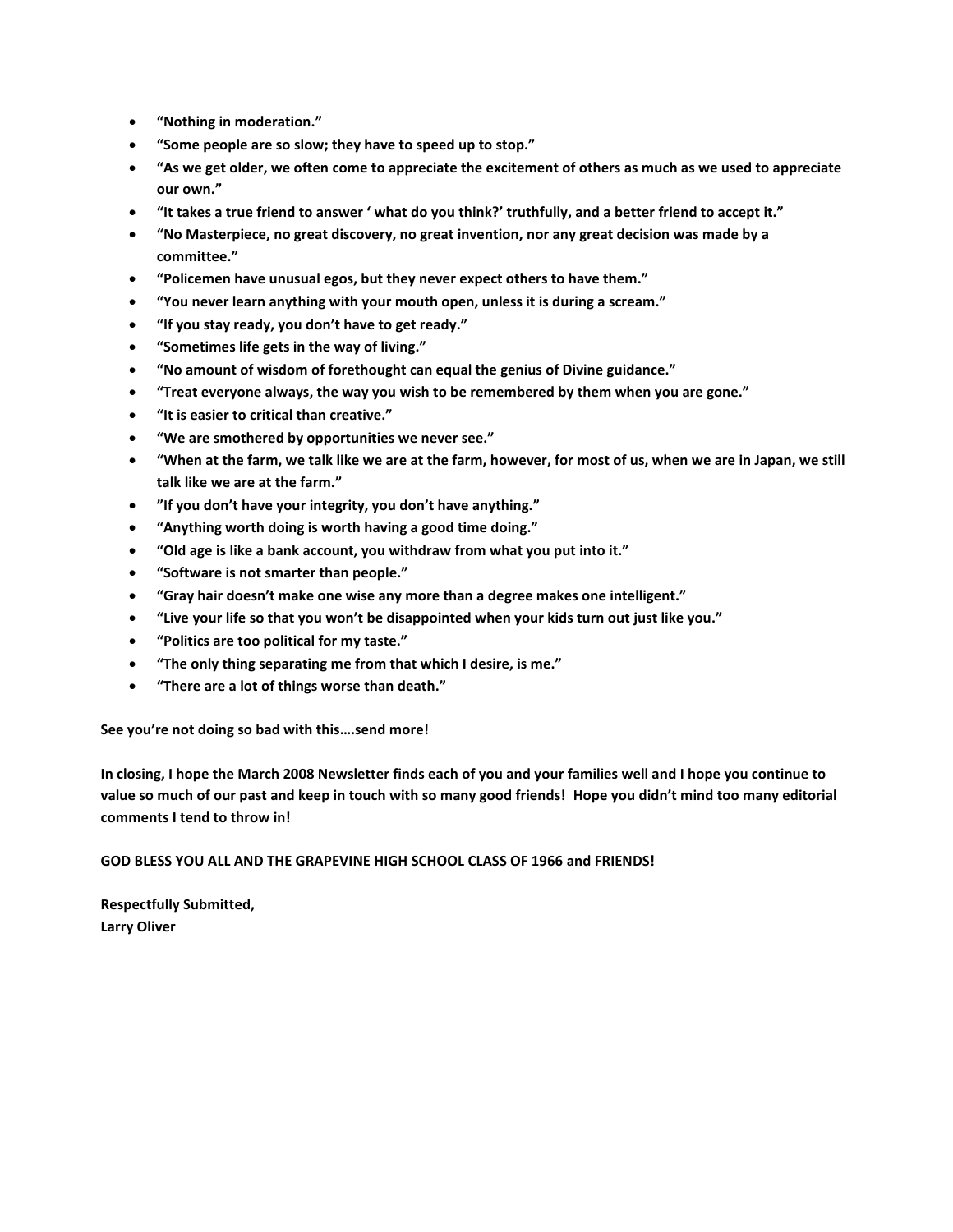- **“Nothing in moderation.”**
- **“Some people are so slow; they have to speed up to stop.”**
- **“As we get older, we often come to appreciate the excitement of others as much as we used to appreciate our own.”**
- **“It takes a true friend to answer ‘ what do you think?’ truthfully, and a better friend to accept it.”**
- **“No Masterpiece, no great discovery, no great invention, nor any great decision was made by a committee.”**
- **“Policemen have unusual egos, but they never expect others to have them.”**
- **“You never learn anything with your mouth open, unless it is during a scream.”**
- **“If you stay ready, you don’t have to get ready.”**
- **“Sometimes life gets in the way of living.”**
- **“No amount of wisdom of forethought can equal the genius of Divine guidance.”**
- **“Treat everyone always, the way you wish to be remembered by them when you are gone.”**
- **“It is easier to critical than creative.”**
- **“We are smothered by opportunities we never see.”**
- **“When at the farm, we talk like we are at the farm, however, for most of us, when we are in Japan, we still talk like we are at the farm.”**
- **”If you don’t have your integrity, you don’t have anything.”**
- **“Anything worth doing is worth having a good time doing.”**
- **“Old age is like a bank account, you withdraw from what you put into it.”**
- **“Software is not smarter than people.”**
- **“Gray hair doesn’t make one wise any more than a degree makes one intelligent.”**
- **“Live your life so that you won’t be disappointed when your kids turn out just like you.”**
- **“Politics are too political for my taste.”**
- **“The only thing separating me from that which I desire, is me.”**
- **“There are a lot of things worse than death.”**

**See you’re not doing so bad with this….send more!**

**In closing, I hope the March 2008 Newsletter finds each of you and your families well and I hope you continue to value so much of our past and keep in touch with so many good friends! Hope you didn’t mind too many editorial comments I tend to throw in!**

**GOD BLESS YOU ALL AND THE GRAPEVINE HIGH SCHOOL CLASS OF 1966 and FRIENDS!**

**Respectfully Submitted,**
**Larry Oliver**